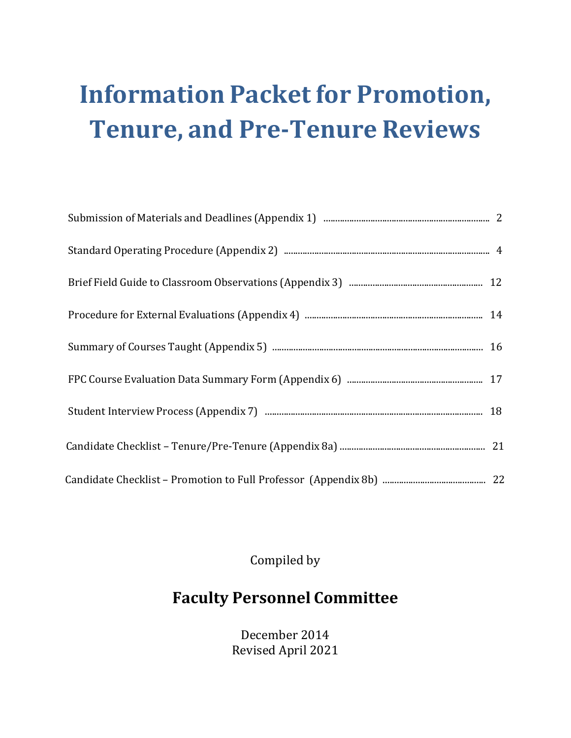# Information Packet for Promotion, Tenure, and Pre-Tenure Reviews

| | |
|---|---|
| Submission of Materials and Deadlines (Appendix 1) | 2 |
| Standard Operating Procedure (Appendix 2) | 4 |
| Brief Field Guide to Classroom Observations (Appendix 3) | 12 |
| Procedure for External Evaluations (Appendix 4) | 14 |
| Summary of Courses Taught (Appendix 5) | 16 |
| FPC Course Evaluation Data Summary Form (Appendix 6) | 17 |
| Student Interview Process (Appendix 7) | 18 |
| Candidate Checklist – Tenure/Pre-Tenure (Appendix 8a) | 21 |
| Candidate Checklist – Promotion to Full Professor (Appendix 8b) | 22 |

Compiled by

**Faculty Personnel Committee**

December 2014
Revised April 2021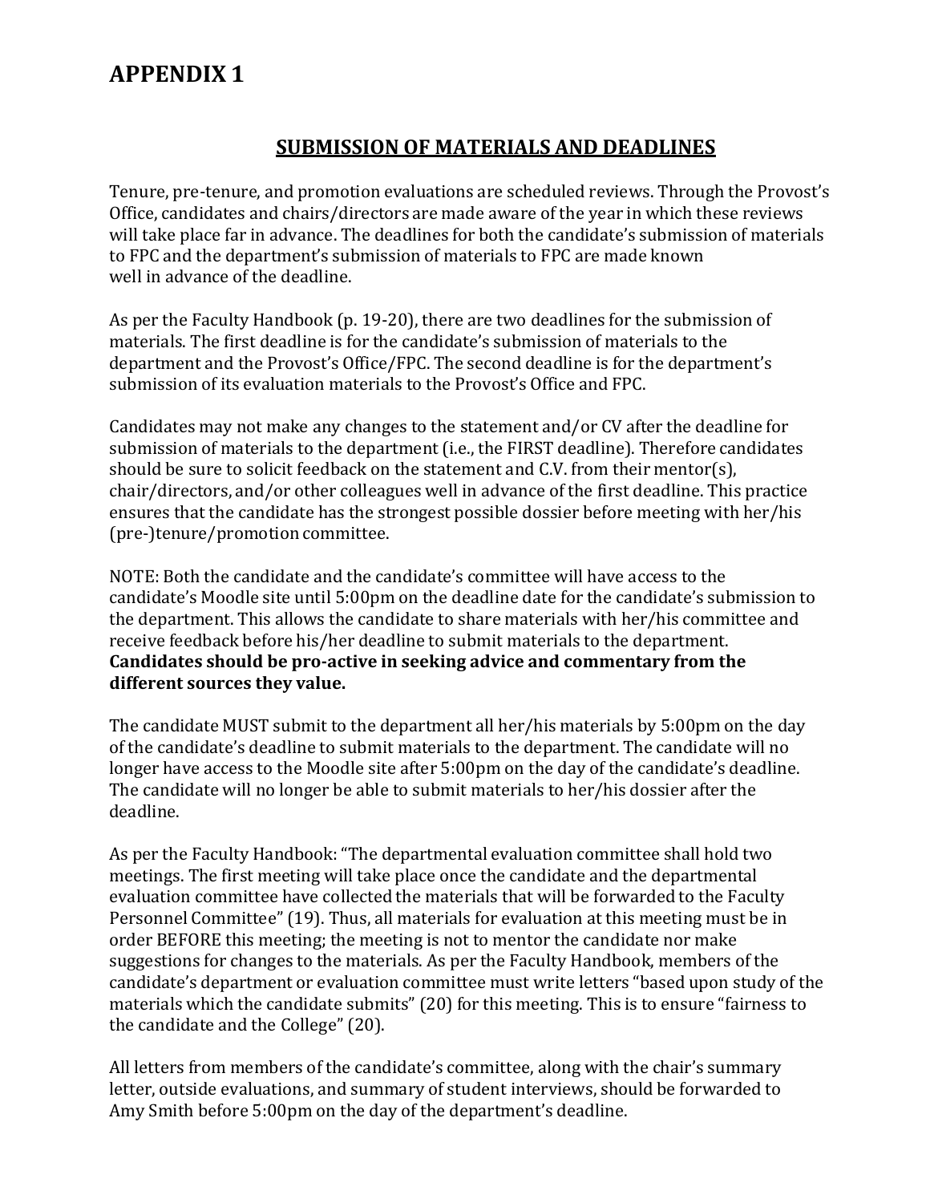# APPENDIX 1

## SUBMISSION OF MATERIALS AND DEADLINES

Tenure, pre-tenure, and promotion evaluations are scheduled reviews. Through the Provost's Office, candidates and chairs/directors are made aware of the year in which these reviews will take place far in advance. The deadlines for both the candidate's submission of materials to FPC and the department's submission of materials to FPC are made known well in advance of the deadline.

As per the Faculty Handbook (p. 19-20), there are two deadlines for the submission of materials. The first deadline is for the candidate's submission of materials to the department and the Provost's Office/FPC. The second deadline is for the department's submission of its evaluation materials to the Provost's Office and FPC.

Candidates may not make any changes to the statement and/or CV after the deadline for submission of materials to the department (i.e., the FIRST deadline). Therefore candidates should be sure to solicit feedback on the statement and C.V. from their mentor(s), chair/directors, and/or other colleagues well in advance of the first deadline. This practice ensures that the candidate has the strongest possible dossier before meeting with her/his (pre-)tenure/promotion committee.

NOTE: Both the candidate and the candidate's committee will have access to the candidate's Moodle site until 5:00pm on the deadline date for the candidate's submission to the department. This allows the candidate to share materials with her/his committee and receive feedback before his/her deadline to submit materials to the department. **Candidates should be pro-active in seeking advice and commentary from the different sources they value.**

The candidate MUST submit to the department all her/his materials by 5:00pm on the day of the candidate's deadline to submit materials to the department. The candidate will no longer have access to the Moodle site after 5:00pm on the day of the candidate's deadline. The candidate will no longer be able to submit materials to her/his dossier after the deadline.

As per the Faculty Handbook: "The departmental evaluation committee shall hold two meetings. The first meeting will take place once the candidate and the departmental evaluation committee have collected the materials that will be forwarded to the Faculty Personnel Committee" (19). Thus, all materials for evaluation at this meeting must be in order BEFORE this meeting; the meeting is not to mentor the candidate nor make suggestions for changes to the materials. As per the Faculty Handbook, members of the candidate's department or evaluation committee must write letters "based upon study of the materials which the candidate submits" (20) for this meeting. This is to ensure "fairness to the candidate and the College" (20).

All letters from members of the candidate's committee, along with the chair's summary letter, outside evaluations, and summary of student interviews, should be forwarded to Amy Smith before 5:00pm on the day of the department's deadline.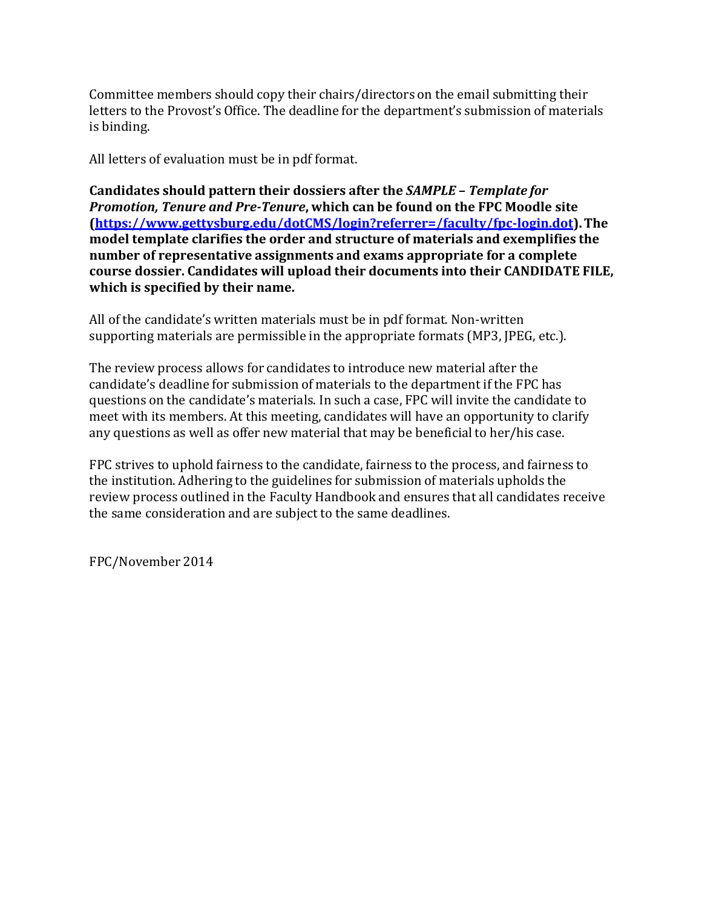Committee members should copy their chairs/directors on the email submitting their letters to the Provost's Office. The deadline for the department's submission of materials is binding.

All letters of evaluation must be in pdf format.

**Candidates should pattern their dossiers after the *SAMPLE – Template for Promotion, Tenure and Pre-Tenure*, which can be found on the FPC Moodle site ([https://www.gettysburg.edu/dotCMS/login?referrer=/faculty/fpc-login.dot](https://www.gettysburg.edu/dotCMS/login?referrer=/faculty/fpc-login.dot)). The model template clarifies the order and structure of materials and exemplifies the number of representative assignments and exams appropriate for a complete course dossier. Candidates will upload their documents into their CANDIDATE FILE, which is specified by their name.**

All of the candidate's written materials must be in pdf format. Non-written supporting materials are permissible in the appropriate formats (MP3, JPEG, etc.).

The review process allows for candidates to introduce new material after the candidate's deadline for submission of materials to the department if the FPC has questions on the candidate's materials. In such a case, FPC will invite the candidate to meet with its members. At this meeting, candidates will have an opportunity to clarify any questions as well as offer new material that may be beneficial to her/his case.

FPC strives to uphold fairness to the candidate, fairness to the process, and fairness to the institution. Adhering to the guidelines for submission of materials upholds the review process outlined in the Faculty Handbook and ensures that all candidates receive the same consideration and are subject to the same deadlines.

FPC/November 2014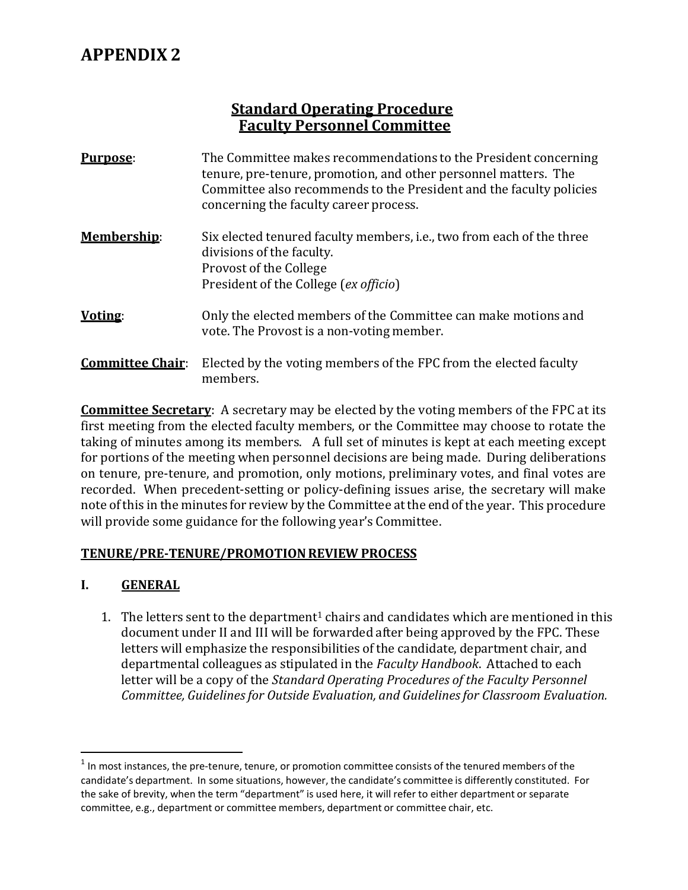# APPENDIX 2

## Standard Operating Procedure
## Faculty Personnel Committee

**Purpose**: The Committee makes recommendations to the President concerning tenure, pre-tenure, promotion, and other personnel matters. The Committee also recommends to the President and the faculty policies concerning the faculty career process.

**Membership**: Six elected tenured faculty members, i.e., two from each of the three divisions of the faculty.
Provost of the College
President of the College (*ex officio*)

**Voting**: Only the elected members of the Committee can make motions and vote. The Provost is a non-voting member.

**Committee Chair**: Elected by the voting members of the FPC from the elected faculty members.

**Committee Secretary**: A secretary may be elected by the voting members of the FPC at its first meeting from the elected faculty members, or the Committee may choose to rotate the taking of minutes among its members. A full set of minutes is kept at each meeting except for portions of the meeting when personnel decisions are being made. During deliberations on tenure, pre-tenure, and promotion, only motions, preliminary votes, and final votes are recorded. When precedent-setting or policy-defining issues arise, the secretary will make note of this in the minutes for review by the Committee at the end of the year. This procedure will provide some guidance for the following year's Committee.

### TENURE/PRE-TENURE/PROMOTION REVIEW PROCESS

### I. GENERAL

1. The letters sent to the department[1] chairs and candidates which are mentioned in this document under II and III will be forwarded after being approved by the FPC. These letters will emphasize the responsibilities of the candidate, department chair, and departmental colleagues as stipulated in the *Faculty Handbook*. Attached to each letter will be a copy of the *Standard Operating Procedures of the Faculty Personnel Committee, Guidelines for Outside Evaluation, and Guidelines for Classroom Evaluation.*

---

[1] In most instances, the pre-tenure, tenure, or promotion committee consists of the tenured members of the candidate's department. In some situations, however, the candidate's committee is differently constituted. For the sake of brevity, when the term "department" is used here, it will refer to either department or separate committee, e.g., department or committee members, department or committee chair, etc.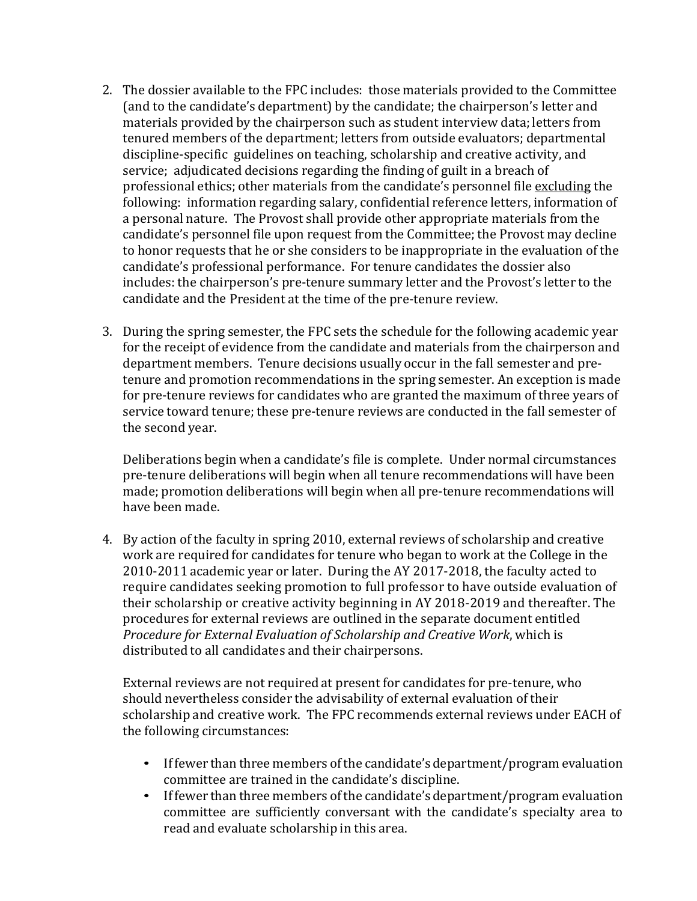2. The dossier available to the FPC includes: those materials provided to the Committee (and to the candidate's department) by the candidate; the chairperson's letter and materials provided by the chairperson such as student interview data; letters from tenured members of the department; letters from outside evaluators; departmental discipline-specific guidelines on teaching, scholarship and creative activity, and service; adjudicated decisions regarding the finding of guilt in a breach of professional ethics; other materials from the candidate's personnel file <u>excluding</u> the following: information regarding salary, confidential reference letters, information of a personal nature. The Provost shall provide other appropriate materials from the candidate's personnel file upon request from the Committee; the Provost may decline to honor requests that he or she considers to be inappropriate in the evaluation of the candidate's professional performance. For tenure candidates the dossier also includes: the chairperson's pre-tenure summary letter and the Provost's letter to the candidate and the President at the time of the pre-tenure review.

3. During the spring semester, the FPC sets the schedule for the following academic year for the receipt of evidence from the candidate and materials from the chairperson and department members. Tenure decisions usually occur in the fall semester and pre-tenure and promotion recommendations in the spring semester. An exception is made for pre-tenure reviews for candidates who are granted the maximum of three years of service toward tenure; these pre-tenure reviews are conducted in the fall semester of the second year.

   Deliberations begin when a candidate's file is complete. Under normal circumstances pre-tenure deliberations will begin when all tenure recommendations will have been made; promotion deliberations will begin when all pre-tenure recommendations will have been made.

4. By action of the faculty in spring 2010, external reviews of scholarship and creative work are required for candidates for tenure who began to work at the College in the 2010-2011 academic year or later. During the AY 2017-2018, the faculty acted to require candidates seeking promotion to full professor to have outside evaluation of their scholarship or creative activity beginning in AY 2018-2019 and thereafter. The procedures for external reviews are outlined in the separate document entitled *Procedure for External Evaluation of Scholarship and Creative Work*, which is distributed to all candidates and their chairpersons.

   External reviews are not required at present for candidates for pre-tenure, who should nevertheless consider the advisability of external evaluation of their scholarship and creative work. The FPC recommends external reviews under EACH of the following circumstances:

   - If fewer than three members of the candidate's department/program evaluation committee are trained in the candidate's discipline.
   - If fewer than three members of the candidate's department/program evaluation committee are sufficiently conversant with the candidate's specialty area to read and evaluate scholarship in this area.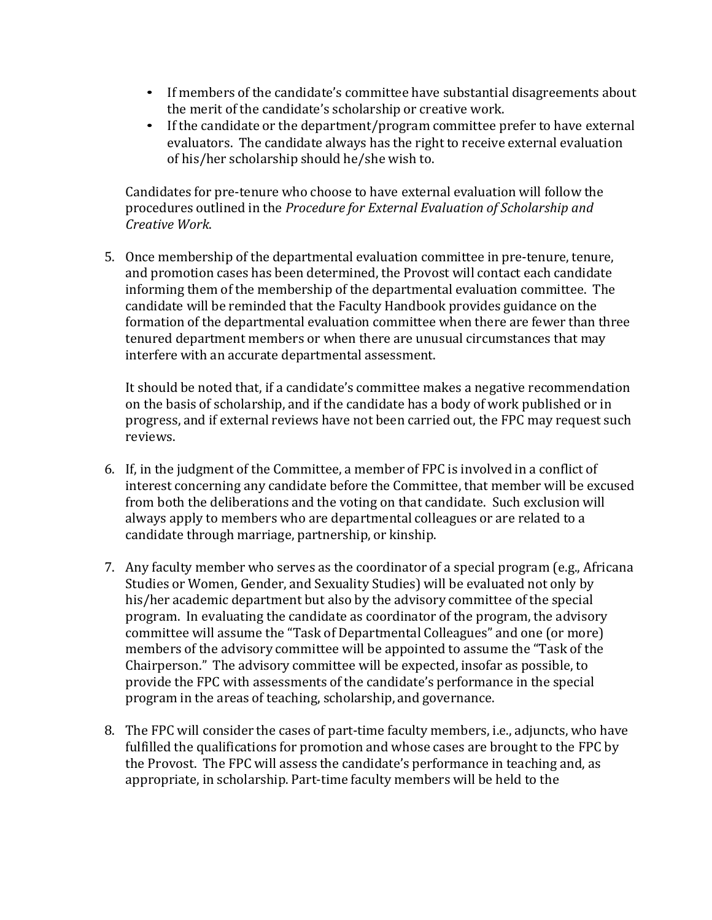- If members of the candidate's committee have substantial disagreements about the merit of the candidate's scholarship or creative work.
- If the candidate or the department/program committee prefer to have external evaluators. The candidate always has the right to receive external evaluation of his/her scholarship should he/she wish to.

Candidates for pre-tenure who choose to have external evaluation will follow the procedures outlined in the *Procedure for External Evaluation of Scholarship and Creative Work*.

5. Once membership of the departmental evaluation committee in pre-tenure, tenure, and promotion cases has been determined, the Provost will contact each candidate informing them of the membership of the departmental evaluation committee. The candidate will be reminded that the Faculty Handbook provides guidance on the formation of the departmental evaluation committee when there are fewer than three tenured department members or when there are unusual circumstances that may interfere with an accurate departmental assessment.

   It should be noted that, if a candidate's committee makes a negative recommendation on the basis of scholarship, and if the candidate has a body of work published or in progress, and if external reviews have not been carried out, the FPC may request such reviews.

6. If, in the judgment of the Committee, a member of FPC is involved in a conflict of interest concerning any candidate before the Committee, that member will be excused from both the deliberations and the voting on that candidate. Such exclusion will always apply to members who are departmental colleagues or are related to a candidate through marriage, partnership, or kinship.

7. Any faculty member who serves as the coordinator of a special program (e.g., Africana Studies or Women, Gender, and Sexuality Studies) will be evaluated not only by his/her academic department but also by the advisory committee of the special program. In evaluating the candidate as coordinator of the program, the advisory committee will assume the "Task of Departmental Colleagues" and one (or more) members of the advisory committee will be appointed to assume the "Task of the Chairperson." The advisory committee will be expected, insofar as possible, to provide the FPC with assessments of the candidate's performance in the special program in the areas of teaching, scholarship, and governance.

8. The FPC will consider the cases of part-time faculty members, i.e., adjuncts, who have fulfilled the qualifications for promotion and whose cases are brought to the FPC by the Provost. The FPC will assess the candidate's performance in teaching and, as appropriate, in scholarship. Part-time faculty members will be held to the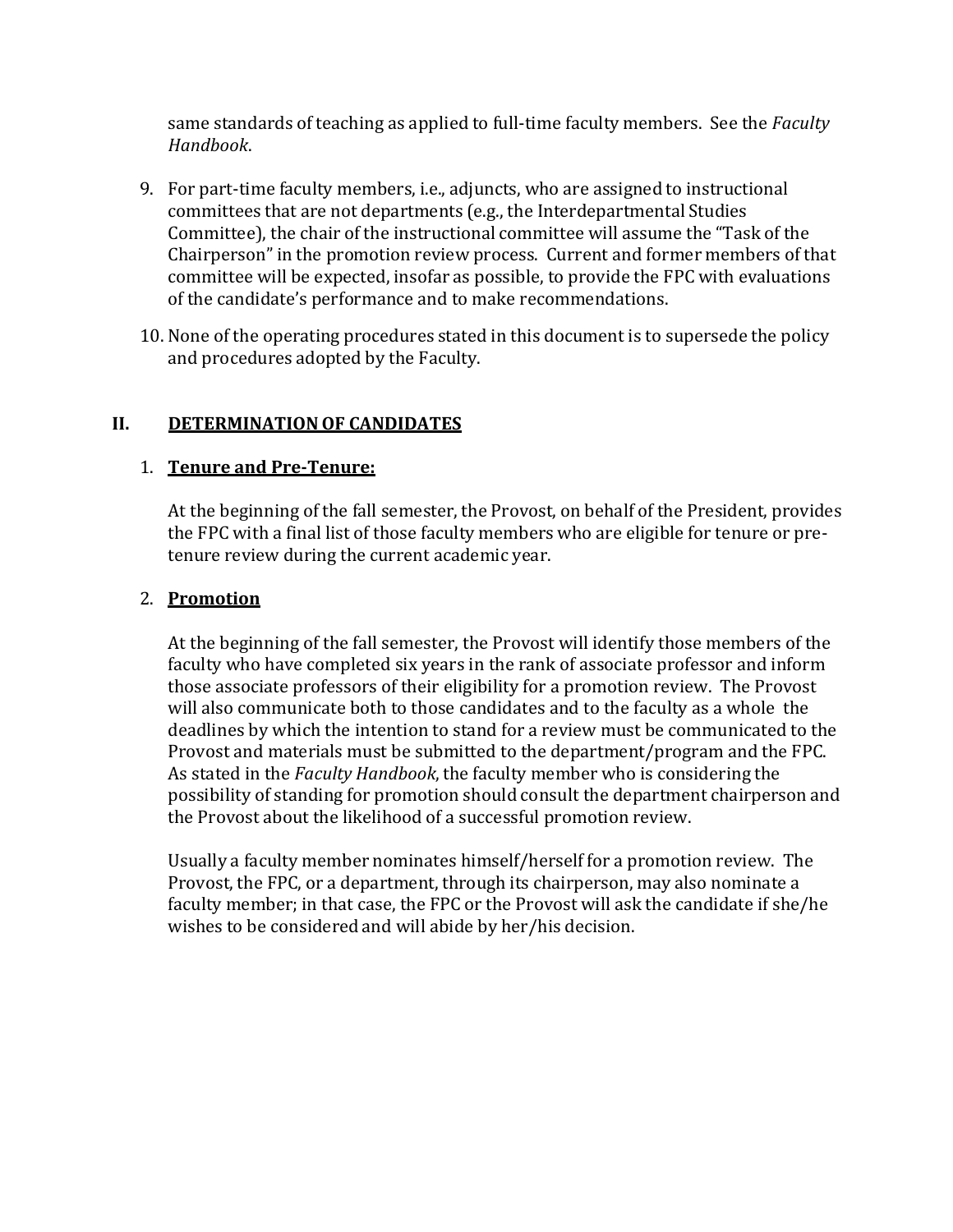same standards of teaching as applied to full-time faculty members. See the *Faculty Handbook*.

9. For part-time faculty members, i.e., adjuncts, who are assigned to instructional committees that are not departments (e.g., the Interdepartmental Studies Committee), the chair of the instructional committee will assume the "Task of the Chairperson" in the promotion review process. Current and former members of that committee will be expected, insofar as possible, to provide the FPC with evaluations of the candidate's performance and to make recommendations.

10. None of the operating procedures stated in this document is to supersede the policy and procedures adopted by the Faculty.

## II. <u>DETERMINATION OF CANDIDATES</u>

### 1. <u>**Tenure and Pre-Tenure:**</u>

At the beginning of the fall semester, the Provost, on behalf of the President, provides the FPC with a final list of those faculty members who are eligible for tenure or pre-tenure review during the current academic year.

### 2. <u>**Promotion**</u>

At the beginning of the fall semester, the Provost will identify those members of the faculty who have completed six years in the rank of associate professor and inform those associate professors of their eligibility for a promotion review. The Provost will also communicate both to those candidates and to the faculty as a whole the deadlines by which the intention to stand for a review must be communicated to the Provost and materials must be submitted to the department/program and the FPC. As stated in the *Faculty Handbook*, the faculty member who is considering the possibility of standing for promotion should consult the department chairperson and the Provost about the likelihood of a successful promotion review.

Usually a faculty member nominates himself/herself for a promotion review. The Provost, the FPC, or a department, through its chairperson, may also nominate a faculty member; in that case, the FPC or the Provost will ask the candidate if she/he wishes to be considered and will abide by her/his decision.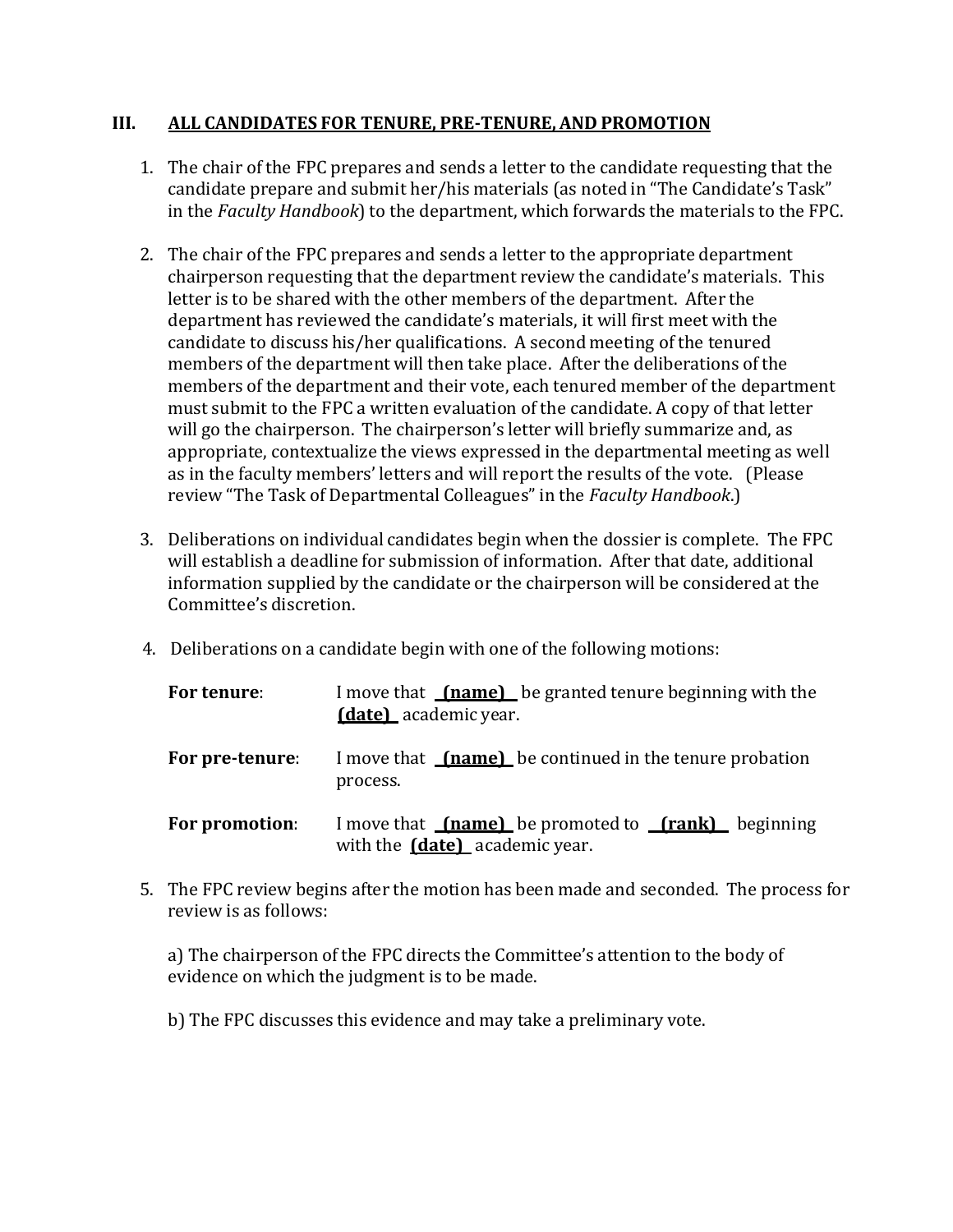## III. ALL CANDIDATES FOR TENURE, PRE-TENURE, AND PROMOTION

1. The chair of the FPC prepares and sends a letter to the candidate requesting that the candidate prepare and submit her/his materials (as noted in "The Candidate's Task" in the *Faculty Handbook*) to the department, which forwards the materials to the FPC.

2. The chair of the FPC prepares and sends a letter to the appropriate department chairperson requesting that the department review the candidate's materials. This letter is to be shared with the other members of the department. After the department has reviewed the candidate's materials, it will first meet with the candidate to discuss his/her qualifications. A second meeting of the tenured members of the department will then take place. After the deliberations of the members of the department and their vote, each tenured member of the department must submit to the FPC a written evaluation of the candidate. A copy of that letter will go the chairperson. The chairperson's letter will briefly summarize and, as appropriate, contextualize the views expressed in the departmental meeting as well as in the faculty members' letters and will report the results of the vote. (Please review "The Task of Departmental Colleagues" in the *Faculty Handbook*.)

3. Deliberations on individual candidates begin when the dossier is complete. The FPC will establish a deadline for submission of information. After that date, additional information supplied by the candidate or the chairperson will be considered at the Committee's discretion.

4. Deliberations on a candidate begin with one of the following motions:

   **For tenure**: I move that **(name)** be granted tenure beginning with the **(date)** academic year.

   **For pre-tenure**: I move that **(name)** be continued in the tenure probation process.

   **For promotion**: I move that **(name)** be promoted to **(rank)** beginning with the **(date)** academic year.

5. The FPC review begins after the motion has been made and seconded. The process for review is as follows:

   a) The chairperson of the FPC directs the Committee's attention to the body of evidence on which the judgment is to be made.

   b) The FPC discusses this evidence and may take a preliminary vote.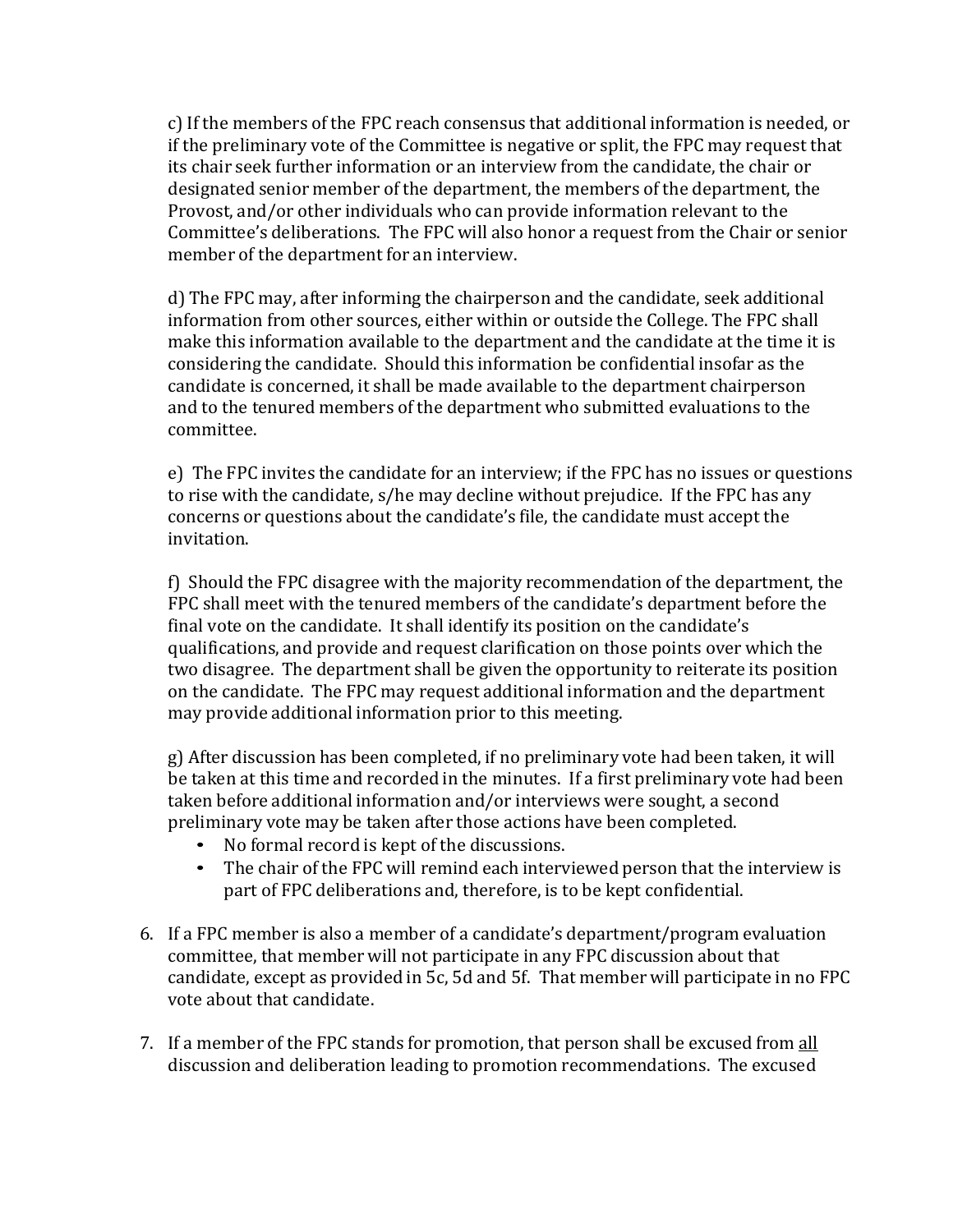c) If the members of the FPC reach consensus that additional information is needed, or if the preliminary vote of the Committee is negative or split, the FPC may request that its chair seek further information or an interview from the candidate, the chair or designated senior member of the department, the members of the department, the Provost, and/or other individuals who can provide information relevant to the Committee's deliberations. The FPC will also honor a request from the Chair or senior member of the department for an interview.

d) The FPC may, after informing the chairperson and the candidate, seek additional information from other sources, either within or outside the College. The FPC shall make this information available to the department and the candidate at the time it is considering the candidate. Should this information be confidential insofar as the candidate is concerned, it shall be made available to the department chairperson and to the tenured members of the department who submitted evaluations to the committee.

e) The FPC invites the candidate for an interview; if the FPC has no issues or questions to rise with the candidate, s/he may decline without prejudice. If the FPC has any concerns or questions about the candidate's file, the candidate must accept the invitation.

f) Should the FPC disagree with the majority recommendation of the department, the FPC shall meet with the tenured members of the candidate's department before the final vote on the candidate. It shall identify its position on the candidate's qualifications, and provide and request clarification on those points over which the two disagree. The department shall be given the opportunity to reiterate its position on the candidate. The FPC may request additional information and the department may provide additional information prior to this meeting.

g) After discussion has been completed, if no preliminary vote had been taken, it will be taken at this time and recorded in the minutes. If a first preliminary vote had been taken before additional information and/or interviews were sought, a second preliminary vote may be taken after those actions have been completed.

- No formal record is kept of the discussions.
- The chair of the FPC will remind each interviewed person that the interview is part of FPC deliberations and, therefore, is to be kept confidential.

6. If a FPC member is also a member of a candidate's department/program evaluation committee, that member will not participate in any FPC discussion about that candidate, except as provided in 5c, 5d and 5f. That member will participate in no FPC vote about that candidate.

7. If a member of the FPC stands for promotion, that person shall be excused from <u>all</u> discussion and deliberation leading to promotion recommendations. The excused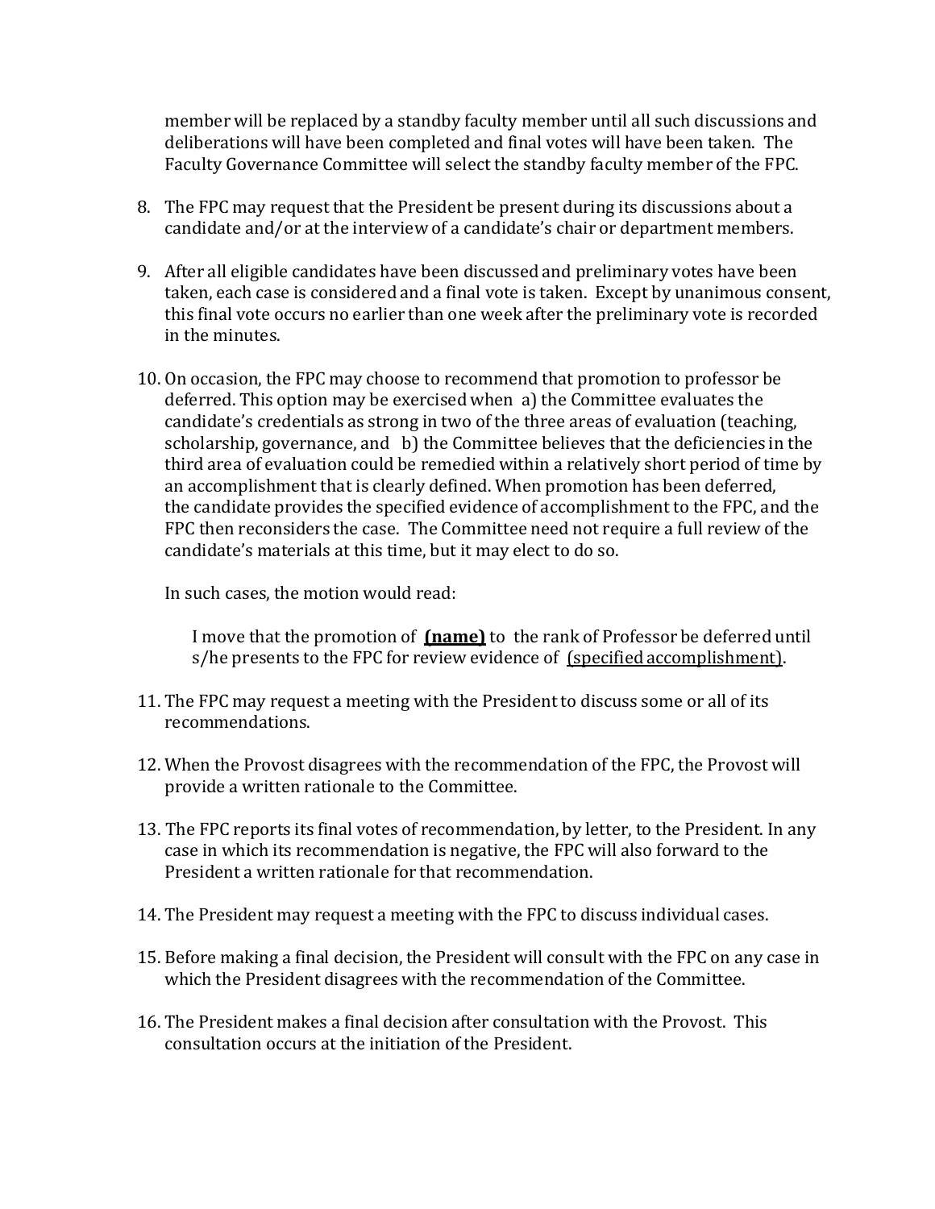member will be replaced by a standby faculty member until all such discussions and deliberations will have been completed and final votes will have been taken. The Faculty Governance Committee will select the standby faculty member of the FPC.

8. The FPC may request that the President be present during its discussions about a candidate and/or at the interview of a candidate's chair or department members.

9. After all eligible candidates have been discussed and preliminary votes have been taken, each case is considered and a final vote is taken. Except by unanimous consent, this final vote occurs no earlier than one week after the preliminary vote is recorded in the minutes.

10. On occasion, the FPC may choose to recommend that promotion to professor be deferred. This option may be exercised when a) the Committee evaluates the candidate's credentials as strong in two of the three areas of evaluation (teaching, scholarship, governance, and b) the Committee believes that the deficiencies in the third area of evaluation could be remedied within a relatively short period of time by an accomplishment that is clearly defined. When promotion has been deferred, the candidate provides the specified evidence of accomplishment to the FPC, and the FPC then reconsiders the case. The Committee need not require a full review of the candidate's materials at this time, but it may elect to do so.

    In such cases, the motion would read:

    > I move that the promotion of **<u>(name)</u>** to the rank of Professor be deferred until s/he presents to the FPC for review evidence of <u>(specified accomplishment)</u>.

11. The FPC may request a meeting with the President to discuss some or all of its recommendations.

12. When the Provost disagrees with the recommendation of the FPC, the Provost will provide a written rationale to the Committee.

13. The FPC reports its final votes of recommendation, by letter, to the President. In any case in which its recommendation is negative, the FPC will also forward to the President a written rationale for that recommendation.

14. The President may request a meeting with the FPC to discuss individual cases.

15. Before making a final decision, the President will consult with the FPC on any case in which the President disagrees with the recommendation of the Committee.

16. The President makes a final decision after consultation with the Provost. This consultation occurs at the initiation of the President.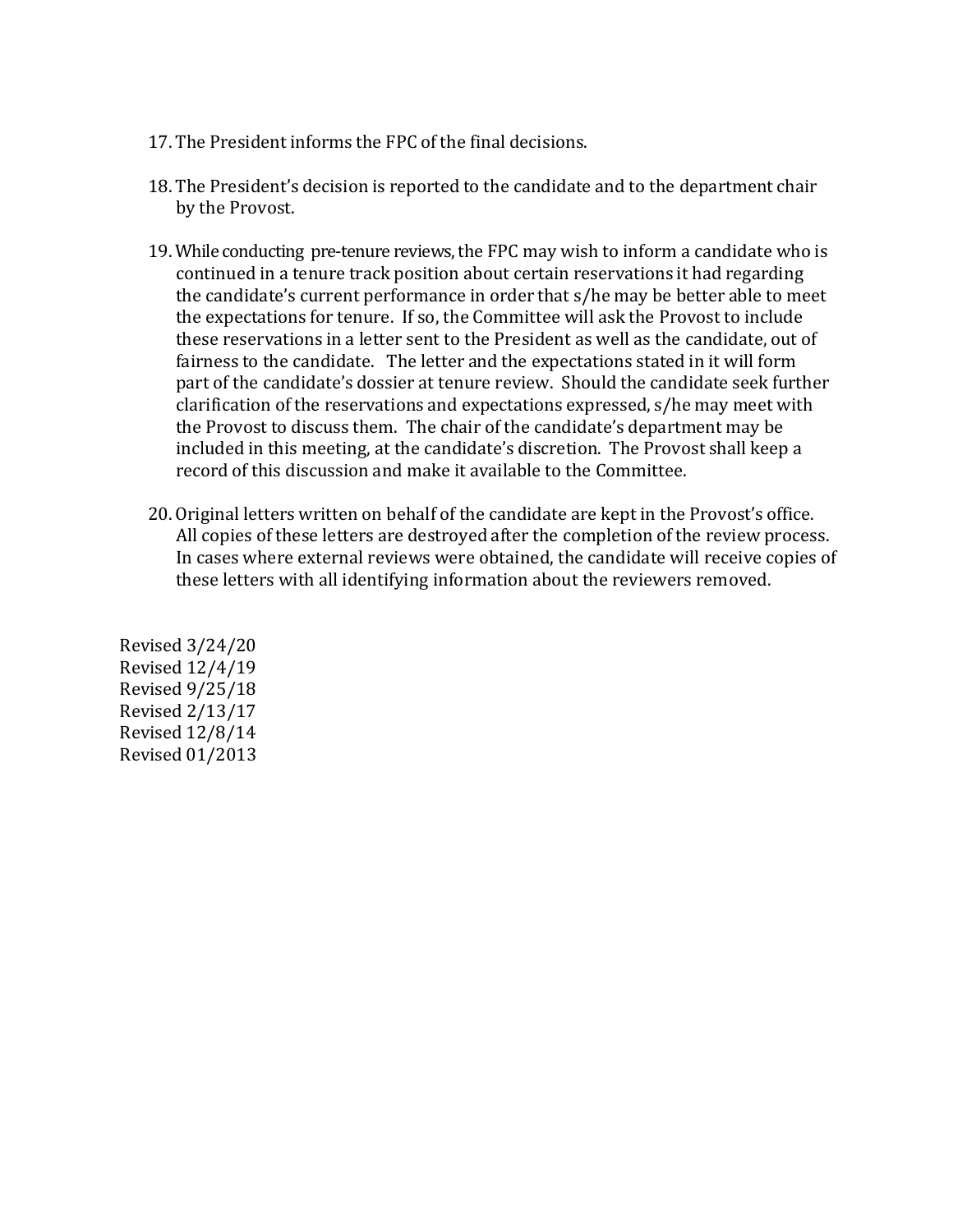17. The President informs the FPC of the final decisions.

18. The President's decision is reported to the candidate and to the department chair by the Provost.

19. While conducting pre-tenure reviews, the FPC may wish to inform a candidate who is continued in a tenure track position about certain reservations it had regarding the candidate's current performance in order that s/he may be better able to meet the expectations for tenure. If so, the Committee will ask the Provost to include these reservations in a letter sent to the President as well as the candidate, out of fairness to the candidate. The letter and the expectations stated in it will form part of the candidate's dossier at tenure review. Should the candidate seek further clarification of the reservations and expectations expressed, s/he may meet with the Provost to discuss them. The chair of the candidate's department may be included in this meeting, at the candidate's discretion. The Provost shall keep a record of this discussion and make it available to the Committee.

20. Original letters written on behalf of the candidate are kept in the Provost's office. All copies of these letters are destroyed after the completion of the review process. In cases where external reviews were obtained, the candidate will receive copies of these letters with all identifying information about the reviewers removed.

Revised 3/24/20
Revised 12/4/19
Revised 9/25/18
Revised 2/13/17
Revised 12/8/14
Revised 01/2013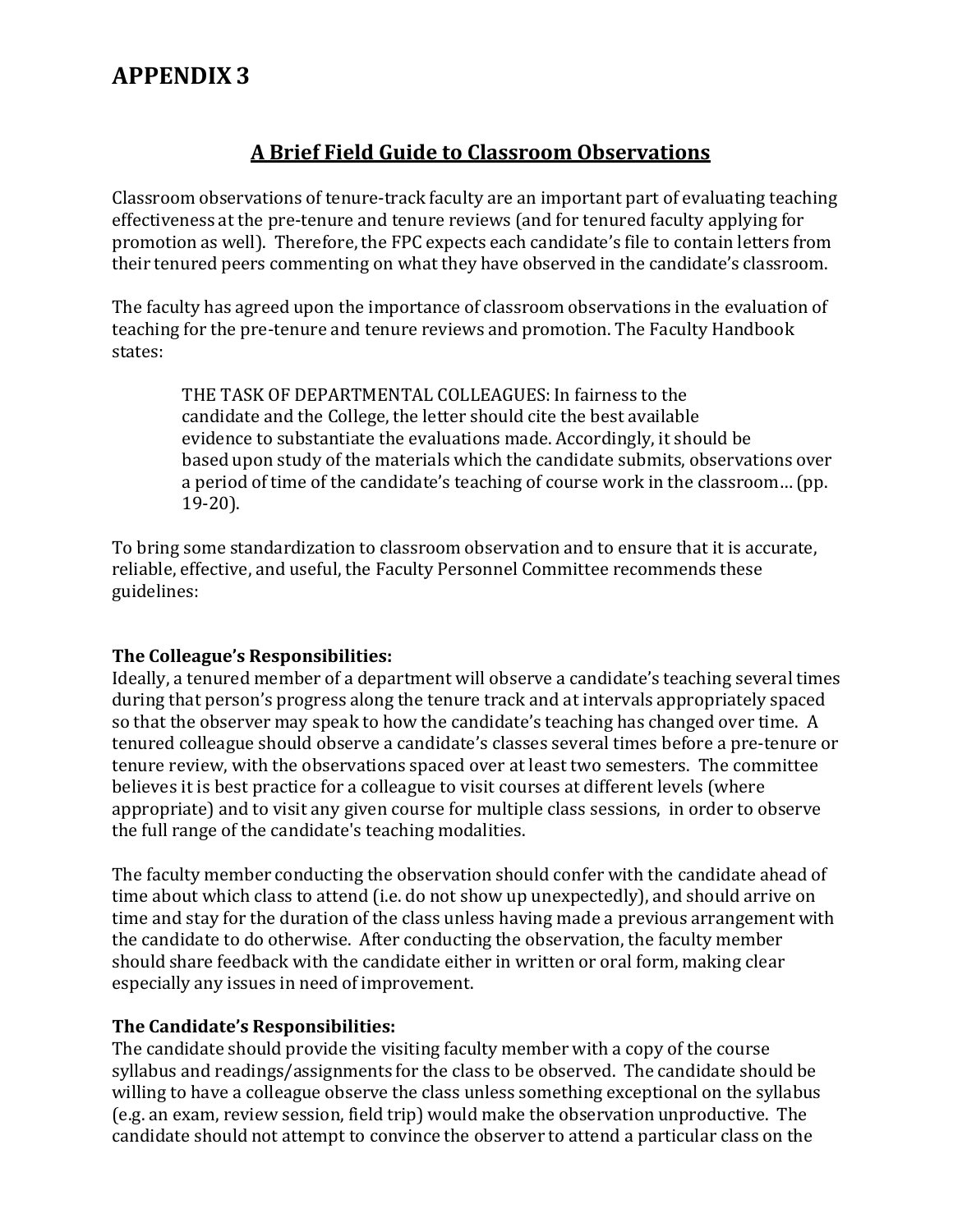# APPENDIX 3

## A Brief Field Guide to Classroom Observations

Classroom observations of tenure-track faculty are an important part of evaluating teaching effectiveness at the pre-tenure and tenure reviews (and for tenured faculty applying for promotion as well). Therefore, the FPC expects each candidate's file to contain letters from their tenured peers commenting on what they have observed in the candidate's classroom.

The faculty has agreed upon the importance of classroom observations in the evaluation of teaching for the pre-tenure and tenure reviews and promotion. The Faculty Handbook states:

> THE TASK OF DEPARTMENTAL COLLEAGUES: In fairness to the candidate and the College, the letter should cite the best available evidence to substantiate the evaluations made. Accordingly, it should be based upon study of the materials which the candidate submits, observations over a period of time of the candidate's teaching of course work in the classroom… (pp. 19-20).

To bring some standardization to classroom observation and to ensure that it is accurate, reliable, effective, and useful, the Faculty Personnel Committee recommends these guidelines:

**The Colleague's Responsibilities:**
Ideally, a tenured member of a department will observe a candidate's teaching several times during that person's progress along the tenure track and at intervals appropriately spaced so that the observer may speak to how the candidate's teaching has changed over time. A tenured colleague should observe a candidate's classes several times before a pre-tenure or tenure review, with the observations spaced over at least two semesters. The committee believes it is best practice for a colleague to visit courses at different levels (where appropriate) and to visit any given course for multiple class sessions, in order to observe the full range of the candidate's teaching modalities.

The faculty member conducting the observation should confer with the candidate ahead of time about which class to attend (i.e. do not show up unexpectedly), and should arrive on time and stay for the duration of the class unless having made a previous arrangement with the candidate to do otherwise. After conducting the observation, the faculty member should share feedback with the candidate either in written or oral form, making clear especially any issues in need of improvement.

**The Candidate's Responsibilities:**
The candidate should provide the visiting faculty member with a copy of the course syllabus and readings/assignments for the class to be observed. The candidate should be willing to have a colleague observe the class unless something exceptional on the syllabus (e.g. an exam, review session, field trip) would make the observation unproductive. The candidate should not attempt to convince the observer to attend a particular class on the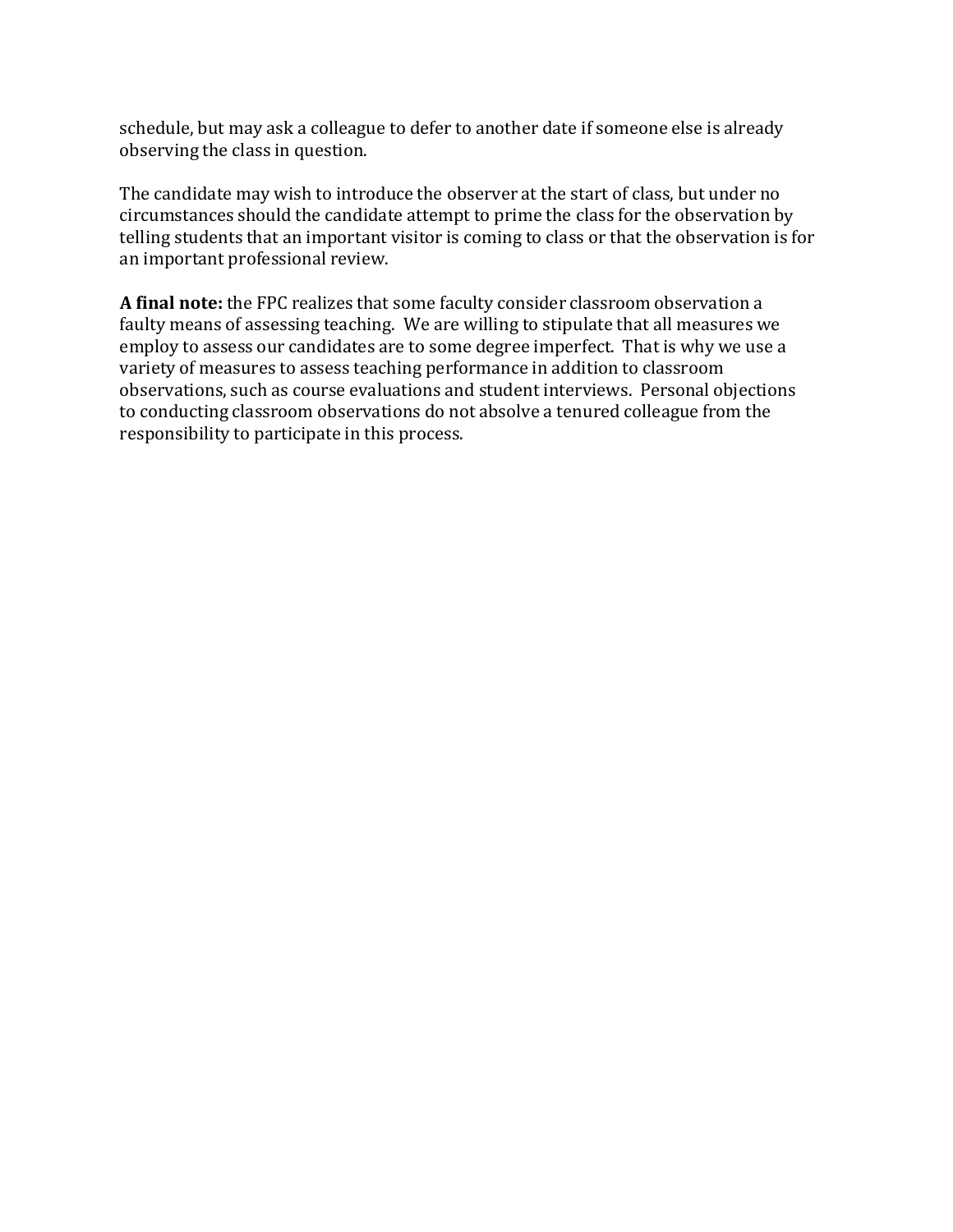schedule, but may ask a colleague to defer to another date if someone else is already observing the class in question.

The candidate may wish to introduce the observer at the start of class, but under no circumstances should the candidate attempt to prime the class for the observation by telling students that an important visitor is coming to class or that the observation is for an important professional review.

**A final note:** the FPC realizes that some faculty consider classroom observation a faulty means of assessing teaching. We are willing to stipulate that all measures we employ to assess our candidates are to some degree imperfect. That is why we use a variety of measures to assess teaching performance in addition to classroom observations, such as course evaluations and student interviews. Personal objections to conducting classroom observations do not absolve a tenured colleague from the responsibility to participate in this process.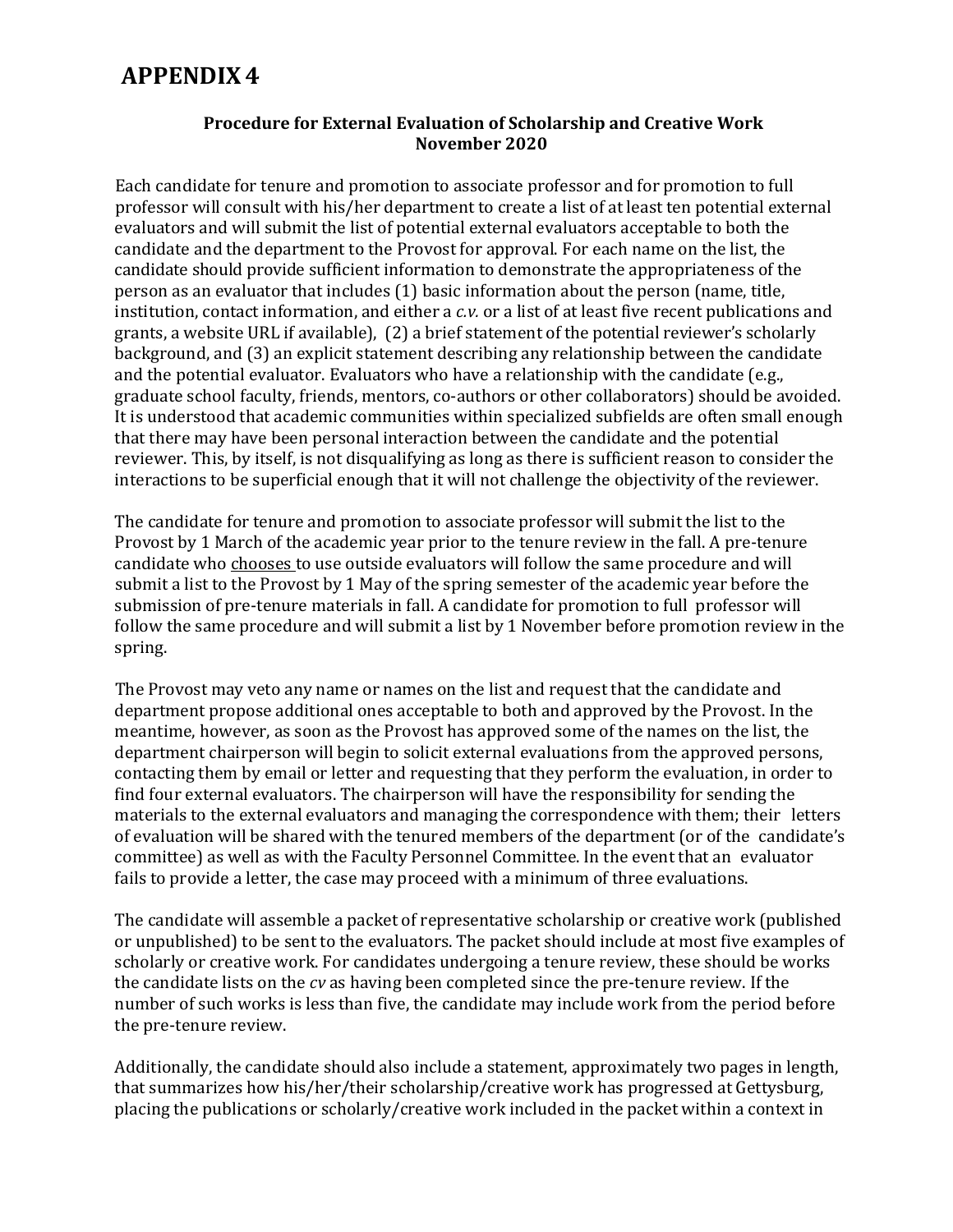# APPENDIX 4

**Procedure for External Evaluation of Scholarship and Creative Work**
**November 2020**

Each candidate for tenure and promotion to associate professor and for promotion to full professor will consult with his/her department to create a list of at least ten potential external evaluators and will submit the list of potential external evaluators acceptable to both the candidate and the department to the Provost for approval. For each name on the list, the candidate should provide sufficient information to demonstrate the appropriateness of the person as an evaluator that includes (1) basic information about the person (name, title, institution, contact information, and either a *c.v.* or a list of at least five recent publications and grants, a website URL if available), (2) a brief statement of the potential reviewer's scholarly background, and (3) an explicit statement describing any relationship between the candidate and the potential evaluator. Evaluators who have a relationship with the candidate (e.g., graduate school faculty, friends, mentors, co-authors or other collaborators) should be avoided. It is understood that academic communities within specialized subfields are often small enough that there may have been personal interaction between the candidate and the potential reviewer. This, by itself, is not disqualifying as long as there is sufficient reason to consider the interactions to be superficial enough that it will not challenge the objectivity of the reviewer.

The candidate for tenure and promotion to associate professor will submit the list to the Provost by 1 March of the academic year prior to the tenure review in the fall. A pre-tenure candidate who chooses to use outside evaluators will follow the same procedure and will submit a list to the Provost by 1 May of the spring semester of the academic year before the submission of pre-tenure materials in fall. A candidate for promotion to full professor will follow the same procedure and will submit a list by 1 November before promotion review in the spring.

The Provost may veto any name or names on the list and request that the candidate and department propose additional ones acceptable to both and approved by the Provost. In the meantime, however, as soon as the Provost has approved some of the names on the list, the department chairperson will begin to solicit external evaluations from the approved persons, contacting them by email or letter and requesting that they perform the evaluation, in order to find four external evaluators. The chairperson will have the responsibility for sending the materials to the external evaluators and managing the correspondence with them; their letters of evaluation will be shared with the tenured members of the department (or of the candidate's committee) as well as with the Faculty Personnel Committee. In the event that an evaluator fails to provide a letter, the case may proceed with a minimum of three evaluations.

The candidate will assemble a packet of representative scholarship or creative work (published or unpublished) to be sent to the evaluators. The packet should include at most five examples of scholarly or creative work. For candidates undergoing a tenure review, these should be works the candidate lists on the *cv* as having been completed since the pre-tenure review. If the number of such works is less than five, the candidate may include work from the period before the pre-tenure review.

Additionally, the candidate should also include a statement, approximately two pages in length, that summarizes how his/her/their scholarship/creative work has progressed at Gettysburg, placing the publications or scholarly/creative work included in the packet within a context in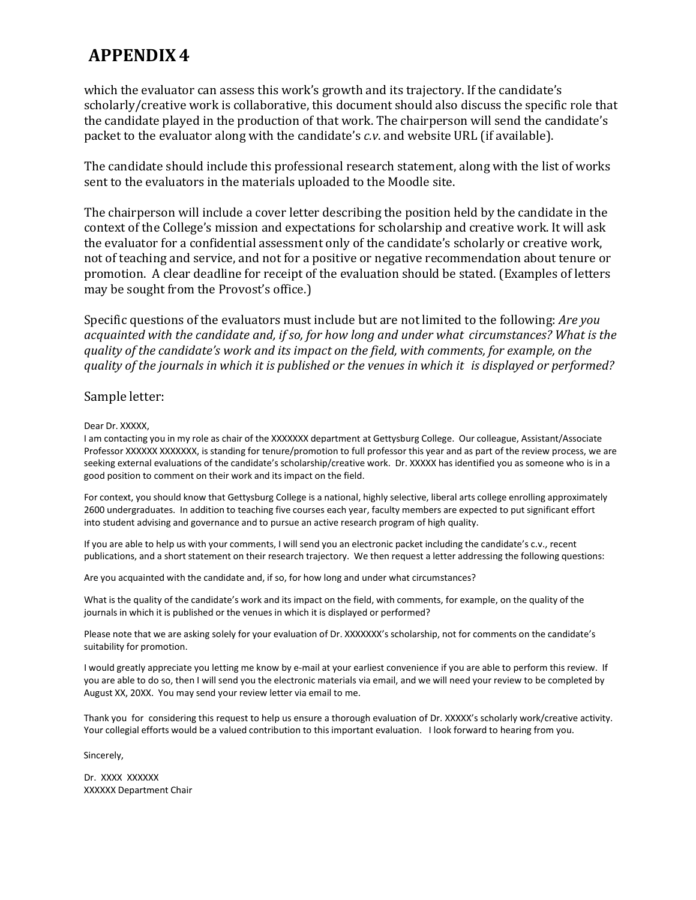# APPENDIX 4

which the evaluator can assess this work's growth and its trajectory. If the candidate's scholarly/creative work is collaborative, this document should also discuss the specific role that the candidate played in the production of that work. The chairperson will send the candidate's packet to the evaluator along with the candidate's *c.v.* and website URL (if available).

The candidate should include this professional research statement, along with the list of works sent to the evaluators in the materials uploaded to the Moodle site.

The chairperson will include a cover letter describing the position held by the candidate in the context of the College's mission and expectations for scholarship and creative work. It will ask the evaluator for a confidential assessment only of the candidate's scholarly or creative work, not of teaching and service, and not for a positive or negative recommendation about tenure or promotion. A clear deadline for receipt of the evaluation should be stated. (Examples of letters may be sought from the Provost's office.)

Specific questions of the evaluators must include but are not limited to the following: *Are you acquainted with the candidate and, if so, for how long and under what circumstances? What is the quality of the candidate's work and its impact on the field, with comments, for example, on the quality of the journals in which it is published or the venues in which it is displayed or performed?*

Sample letter:

Dear Dr. XXXXX,

I am contacting you in my role as chair of the XXXXXXX department at Gettysburg College. Our colleague, Assistant/Associate Professor XXXXXX XXXXXXX, is standing for tenure/promotion to full professor this year and as part of the review process, we are seeking external evaluations of the candidate's scholarship/creative work. Dr. XXXXX has identified you as someone who is in a good position to comment on their work and its impact on the field.

For context, you should know that Gettysburg College is a national, highly selective, liberal arts college enrolling approximately 2600 undergraduates. In addition to teaching five courses each year, faculty members are expected to put significant effort into student advising and governance and to pursue an active research program of high quality.

If you are able to help us with your comments, I will send you an electronic packet including the candidate's c.v., recent publications, and a short statement on their research trajectory. We then request a letter addressing the following questions:

Are you acquainted with the candidate and, if so, for how long and under what circumstances?

What is the quality of the candidate's work and its impact on the field, with comments, for example, on the quality of the journals in which it is published or the venues in which it is displayed or performed?

Please note that we are asking solely for your evaluation of Dr. XXXXXXX's scholarship, not for comments on the candidate's suitability for promotion.

I would greatly appreciate you letting me know by e-mail at your earliest convenience if you are able to perform this review. If you are able to do so, then I will send you the electronic materials via email, and we will need your review to be completed by August XX, 20XX. You may send your review letter via email to me.

Thank you for considering this request to help us ensure a thorough evaluation of Dr. XXXXX's scholarly work/creative activity. Your collegial efforts would be a valued contribution to this important evaluation. I look forward to hearing from you.

Sincerely,

Dr. XXXX XXXXXX
XXXXXX Department Chair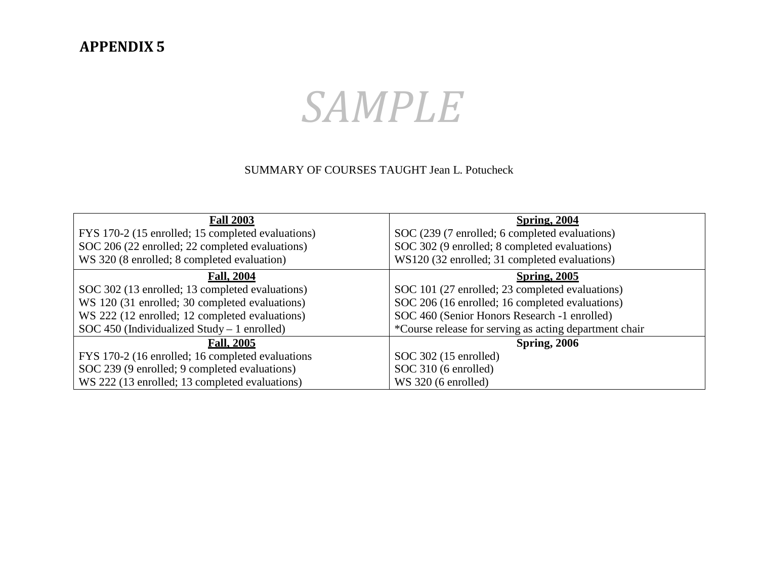**APPENDIX 5**

*SAMPLE*

SUMMARY OF COURSES TAUGHT Jean L. Potucheck

| **Fall 2003** | **Spring, 2004** |
|---|---|
| FYS 170-2 (15 enrolled; 15 completed evaluations)<br>SOC 206 (22 enrolled; 22 completed evaluations)<br>WS 320 (8 enrolled; 8 completed evaluation) | SOC (239 (7 enrolled; 6 completed evaluations)<br>SOC 302 (9 enrolled; 8 completed evaluations)<br>WS120 (32 enrolled; 31 completed evaluations) |
| **Fall, 2004** | **Spring, 2005** |
| SOC 302 (13 enrolled; 13 completed evaluations)<br>WS 120 (31 enrolled; 30 completed evaluations)<br>WS 222 (12 enrolled; 12 completed evaluations)<br>SOC 450 (Individualized Study – 1 enrolled) | SOC 101 (27 enrolled; 23 completed evaluations)<br>SOC 206 (16 enrolled; 16 completed evaluations)<br>SOC 460 (Senior Honors Research -1 enrolled)<br>*Course release for serving as acting department chair |
| **Fall, 2005** | **Spring, 2006** |
| FYS 170-2 (16 enrolled; 16 completed evaluations<br>SOC 239 (9 enrolled; 9 completed evaluations)<br>WS 222 (13 enrolled; 13 completed evaluations) | SOC 302 (15 enrolled)<br>SOC 310 (6 enrolled)<br>WS 320 (6 enrolled) |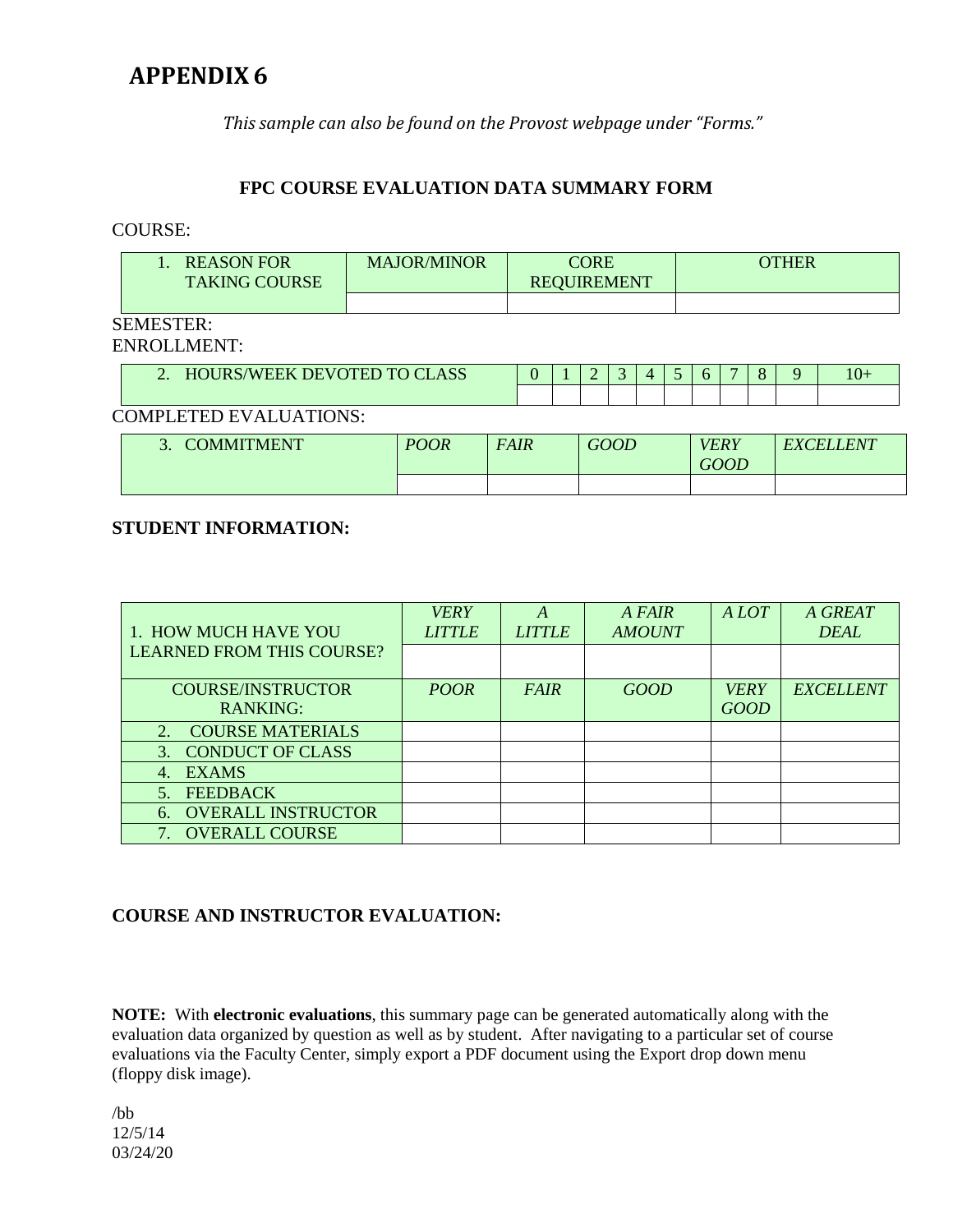# APPENDIX 6

*This sample can also be found on the Provost webpage under "Forms."*

### FPC COURSE EVALUATION DATA SUMMARY FORM

COURSE:

| 1. REASON FOR TAKING COURSE | MAJOR/MINOR | CORE REQUIREMENT | OTHER |
|---|---|---|---|
| | | | |

SEMESTER:
ENROLLMENT:

| 2. HOURS/WEEK DEVOTED TO CLASS | 0 | 1 | 2 | 3 | 4 | 5 | 6 | 7 | 8 | 9 | 10+ |
|---|---|---|---|---|---|---|---|---|---|---|---|
| | | | | | | | | | | | |

COMPLETED EVALUATIONS:

| 3. COMMITMENT | *POOR* | *FAIR* | *GOOD* | *VERY GOOD* | *EXCELLENT* |
|---|---|---|---|---|---|
| | | | | | |

**STUDENT INFORMATION:**

| 1. HOW MUCH HAVE YOU LEARNED FROM THIS COURSE? | *VERY LITTLE* | *A LITTLE* | *A FAIR AMOUNT* | *A LOT* | *A GREAT DEAL* |
|---|---|---|---|---|---|
| | | | | | |
| COURSE/INSTRUCTOR RANKING: | *POOR* | *FAIR* | *GOOD* | *VERY GOOD* | *EXCELLENT* |
| 2. COURSE MATERIALS | | | | | |
| 3. CONDUCT OF CLASS | | | | | |
| 4. EXAMS | | | | | |
| 5. FEEDBACK | | | | | |
| 6. OVERALL INSTRUCTOR | | | | | |
| 7. OVERALL COURSE | | | | | |

**COURSE AND INSTRUCTOR EVALUATION:**

**NOTE:** With **electronic evaluations**, this summary page can be generated automatically along with the evaluation data organized by question as well as by student. After navigating to a particular set of course evaluations via the Faculty Center, simply export a PDF document using the Export drop down menu (floppy disk image).

/bb
12/5/14
03/24/20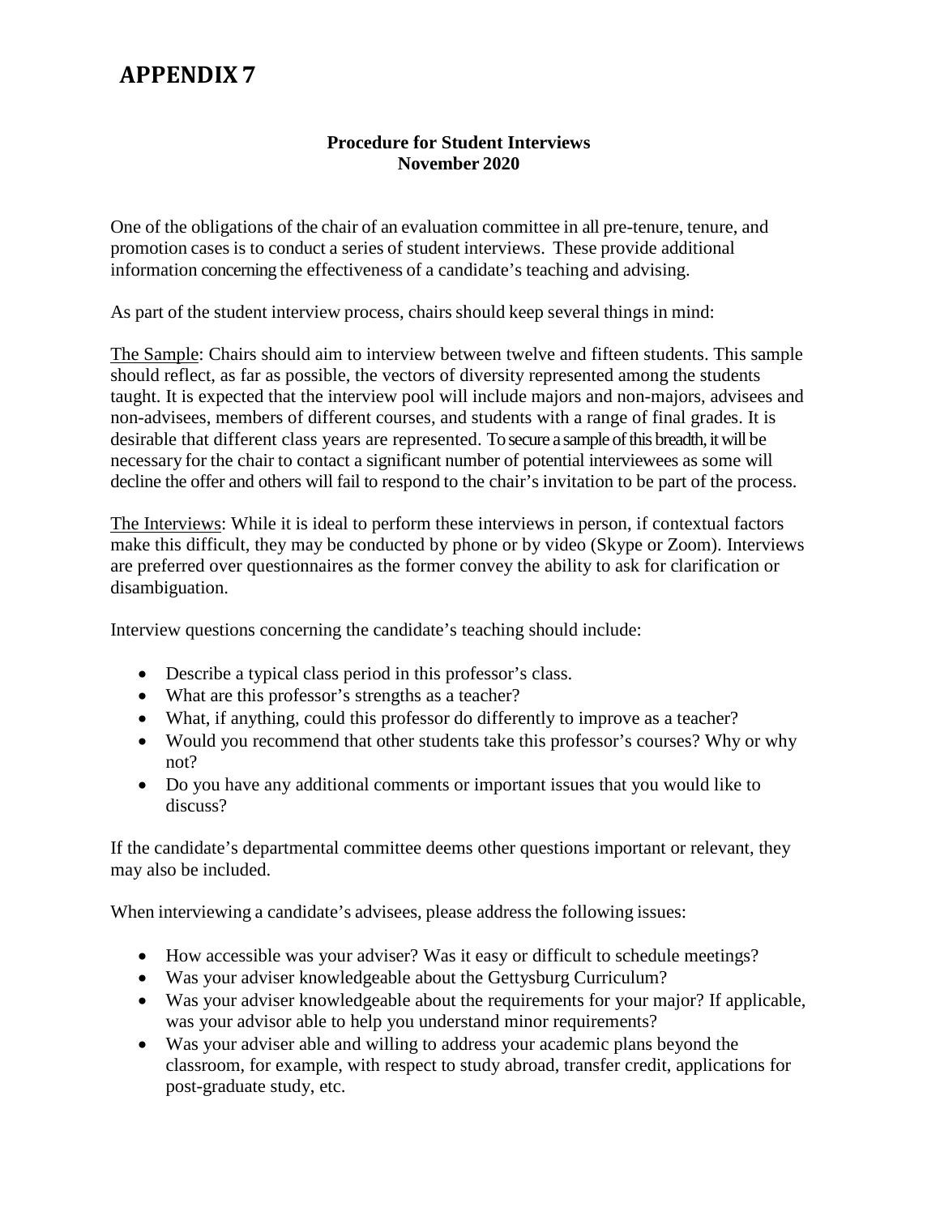# APPENDIX 7

**Procedure for Student Interviews**
**November 2020**

One of the obligations of the chair of an evaluation committee in all pre-tenure, tenure, and promotion cases is to conduct a series of student interviews. These provide additional information concerning the effectiveness of a candidate's teaching and advising.

As part of the student interview process, chairs should keep several things in mind:

<u>The Sample</u>: Chairs should aim to interview between twelve and fifteen students. This sample should reflect, as far as possible, the vectors of diversity represented among the students taught. It is expected that the interview pool will include majors and non-majors, advisees and non-advisees, members of different courses, and students with a range of final grades. It is desirable that different class years are represented. To secure a sample of this breadth, it will be necessary for the chair to contact a significant number of potential interviewees as some will decline the offer and others will fail to respond to the chair's invitation to be part of the process.

<u>The Interviews</u>: While it is ideal to perform these interviews in person, if contextual factors make this difficult, they may be conducted by phone or by video (Skype or Zoom). Interviews are preferred over questionnaires as the former convey the ability to ask for clarification or disambiguation.

Interview questions concerning the candidate's teaching should include:

- Describe a typical class period in this professor's class.
- What are this professor's strengths as a teacher?
- What, if anything, could this professor do differently to improve as a teacher?
- Would you recommend that other students take this professor's courses? Why or why not?
- Do you have any additional comments or important issues that you would like to discuss?

If the candidate's departmental committee deems other questions important or relevant, they may also be included.

When interviewing a candidate's advisees, please address the following issues:

- How accessible was your adviser? Was it easy or difficult to schedule meetings?
- Was your adviser knowledgeable about the Gettysburg Curriculum?
- Was your adviser knowledgeable about the requirements for your major? If applicable, was your advisor able to help you understand minor requirements?
- Was your adviser able and willing to address your academic plans beyond the classroom, for example, with respect to study abroad, transfer credit, applications for post-graduate study, etc.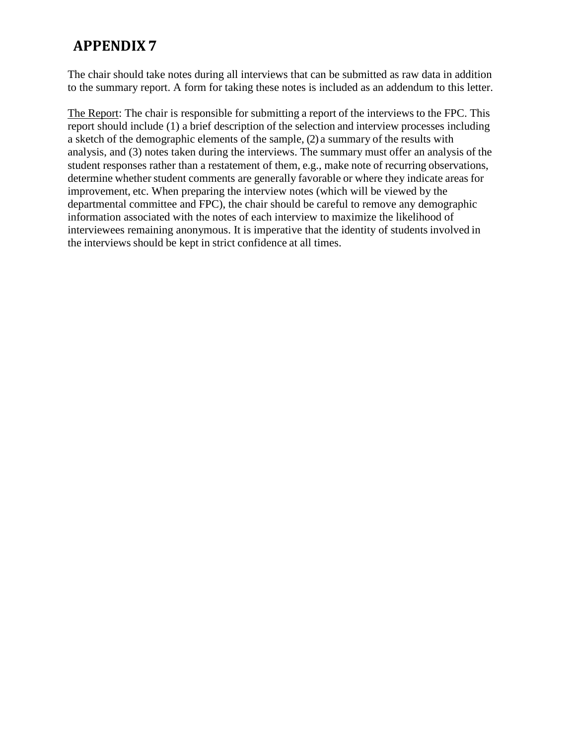# APPENDIX 7

The chair should take notes during all interviews that can be submitted as raw data in addition to the summary report. A form for taking these notes is included as an addendum to this letter.

<u>The Report</u>: The chair is responsible for submitting a report of the interviews to the FPC. This report should include (1) a brief description of the selection and interview processes including a sketch of the demographic elements of the sample, (2) a summary of the results with analysis, and (3) notes taken during the interviews. The summary must offer an analysis of the student responses rather than a restatement of them, e.g., make note of recurring observations, determine whether student comments are generally favorable or where they indicate areas for improvement, etc. When preparing the interview notes (which will be viewed by the departmental committee and FPC), the chair should be careful to remove any demographic information associated with the notes of each interview to maximize the likelihood of interviewees remaining anonymous. It is imperative that the identity of students involved in the interviews should be kept in strict confidence at all times.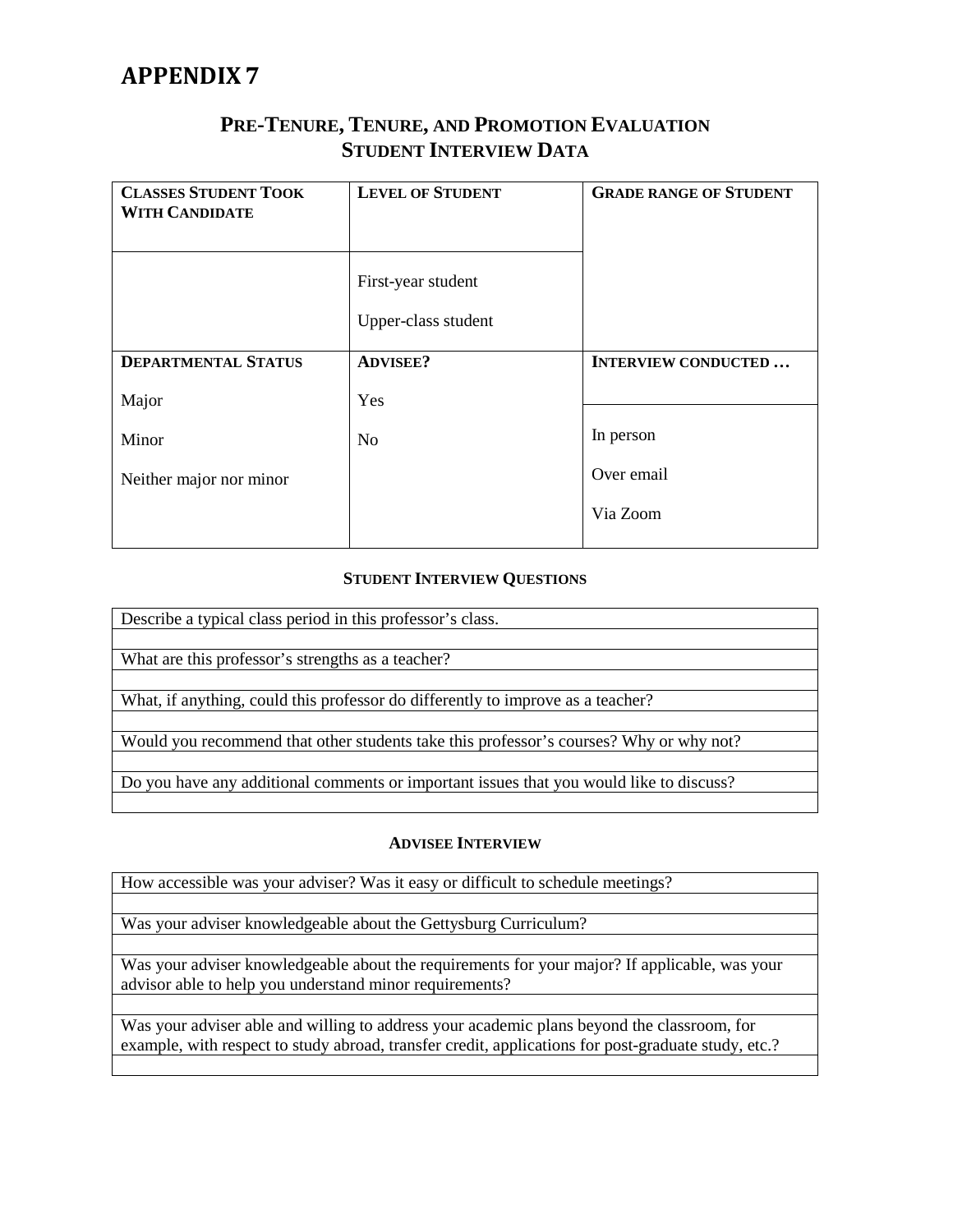# APPENDIX 7

## PRE-TENURE, TENURE, AND PROMOTION EVALUATION
## STUDENT INTERVIEW DATA

| **CLASSES STUDENT TOOK WITH CANDIDATE** | **LEVEL OF STUDENT** | **GRADE RANGE OF STUDENT** |
|---|---|---|
| | First-year student<br>Upper-class student | |
| **DEPARTMENTAL STATUS**<br>Major<br>Minor<br>Neither major nor minor | **ADVISEE?**<br>Yes<br>No | **INTERVIEW CONDUCTED …**<br>In person<br>Over email<br>Via Zoom |

### STUDENT INTERVIEW QUESTIONS

| Describe a typical class period in this professor's class. |
|---|
| |
| What are this professor's strengths as a teacher? |
| |
| What, if anything, could this professor do differently to improve as a teacher? |
| |
| Would you recommend that other students take this professor's courses? Why or why not? |
| |
| Do you have any additional comments or important issues that you would like to discuss? |
| |

### ADVISEE INTERVIEW

| How accessible was your adviser? Was it easy or difficult to schedule meetings? |
|---|
| |
| Was your adviser knowledgeable about the Gettysburg Curriculum? |
| |
| Was your adviser knowledgeable about the requirements for your major? If applicable, was your advisor able to help you understand minor requirements? |
| |
| Was your adviser able and willing to address your academic plans beyond the classroom, for example, with respect to study abroad, transfer credit, applications for post-graduate study, etc.? |
| |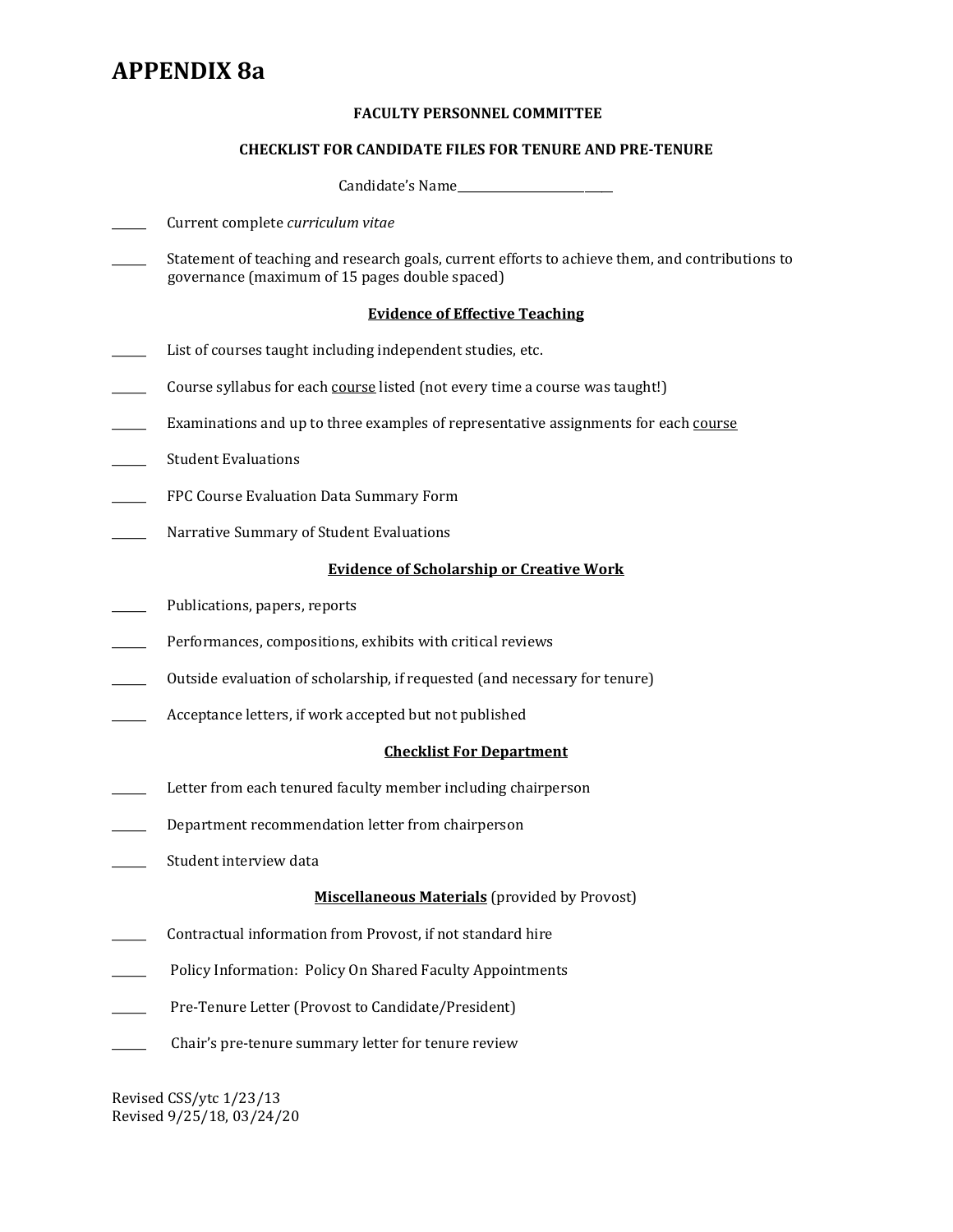# APPENDIX 8a

**FACULTY PERSONNEL COMMITTEE**

**CHECKLIST FOR CANDIDATE FILES FOR TENURE AND PRE-TENURE**

Candidate's Name_______________________________

_____ Current complete *curriculum vitae*

_____ Statement of teaching and research goals, current efforts to achieve them, and contributions to governance (maximum of 15 pages double spaced)

**Evidence of Effective Teaching**

_____ List of courses taught including independent studies, etc.

_____ Course syllabus for each course listed (not every time a course was taught!)

_____ Examinations and up to three examples of representative assignments for each course

_____ Student Evaluations

_____ FPC Course Evaluation Data Summary Form

_____ Narrative Summary of Student Evaluations

**Evidence of Scholarship or Creative Work**

_____ Publications, papers, reports

_____ Performances, compositions, exhibits with critical reviews

_____ Outside evaluation of scholarship, if requested (and necessary for tenure)

_____ Acceptance letters, if work accepted but not published

**Checklist For Department**

_____ Letter from each tenured faculty member including chairperson

_____ Department recommendation letter from chairperson

_____ Student interview data

**Miscellaneous Materials** (provided by Provost)

_____ Contractual information from Provost, if not standard hire

_____ Policy Information: Policy On Shared Faculty Appointments

_____ Pre-Tenure Letter (Provost to Candidate/President)

_____ Chair's pre-tenure summary letter for tenure review

Revised CSS/ytc 1/23/13
Revised 9/25/18, 03/24/20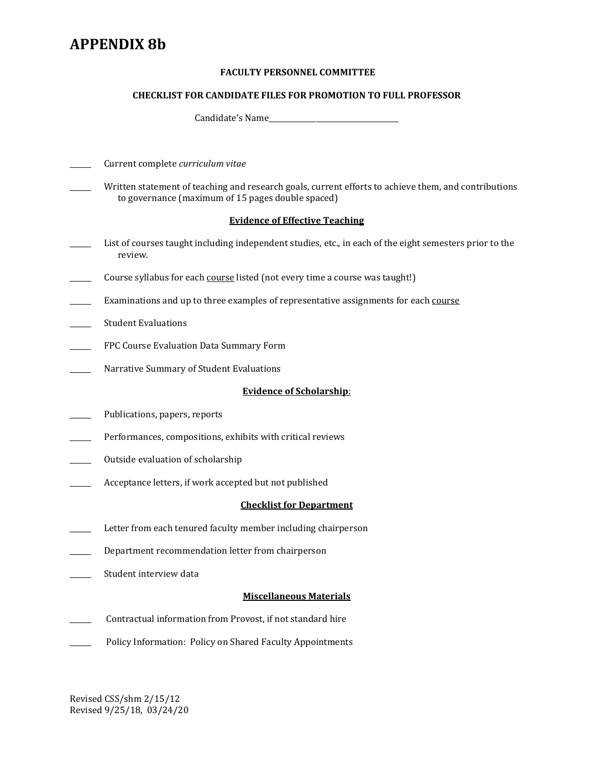# APPENDIX 8b

**FACULTY PERSONNEL COMMITTEE**

**CHECKLIST FOR CANDIDATE FILES FOR PROMOTION TO FULL PROFESSOR**

Candidate's Name____________________________________

_____ Current complete *curriculum vitae*

_____ Written statement of teaching and research goals, current efforts to achieve them, and contributions to governance (maximum of 15 pages double spaced)

**Evidence of Effective Teaching**

_____ List of courses taught including independent studies, etc., in each of the eight semesters prior to the review.

_____ Course syllabus for each course listed (not every time a course was taught!)

_____ Examinations and up to three examples of representative assignments for each course

_____ Student Evaluations

_____ FPC Course Evaluation Data Summary Form

_____ Narrative Summary of Student Evaluations

**Evidence of Scholarship**:

_____ Publications, papers, reports

_____ Performances, compositions, exhibits with critical reviews

_____ Outside evaluation of scholarship

_____ Acceptance letters, if work accepted but not published

**Checklist for Department**

_____ Letter from each tenured faculty member including chairperson

_____ Department recommendation letter from chairperson

_____ Student interview data

**Miscellaneous Materials**

_____ Contractual information from Provost, if not standard hire

_____ Policy Information: Policy on Shared Faculty Appointments

Revised CSS/shm 2/15/12
Revised 9/25/18, 03/24/20